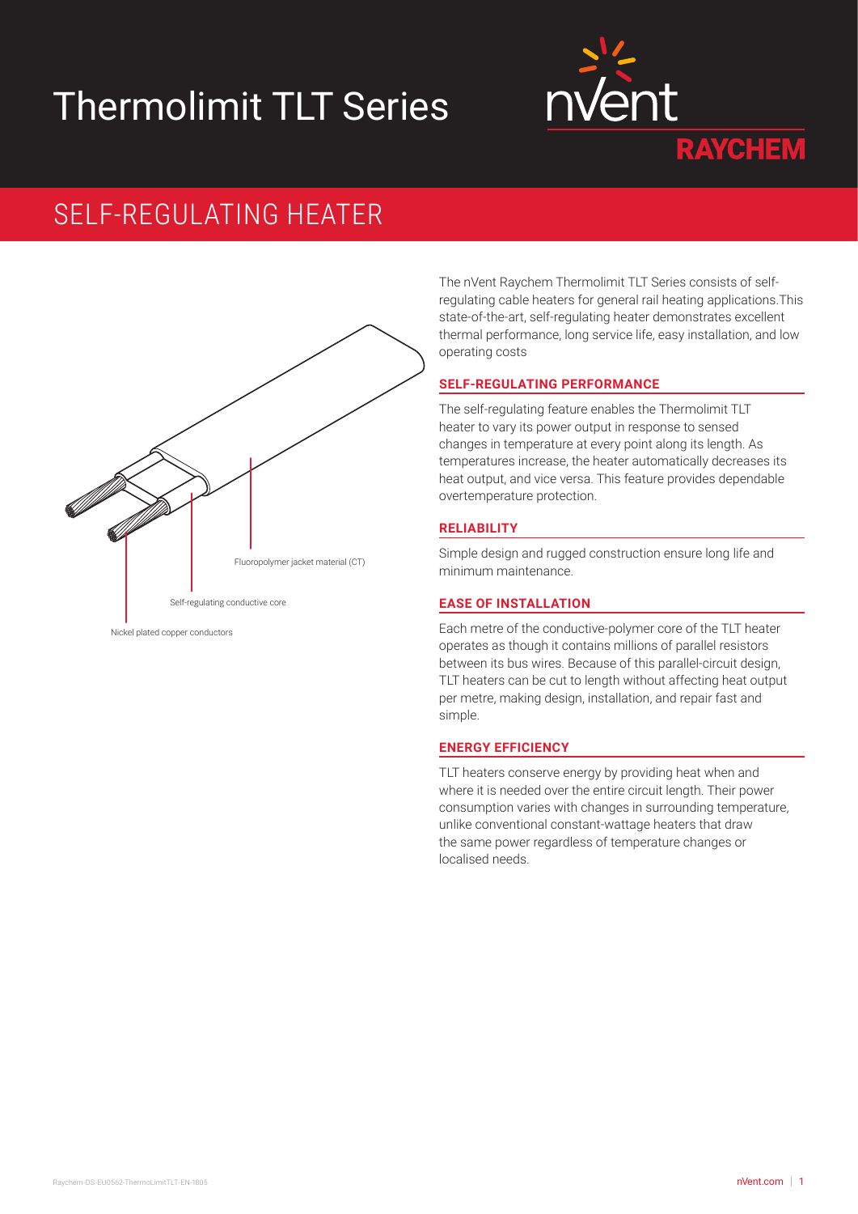# Thermolimit TLT Series

nVent RAYCHEM

## SELF-REGULATING HEATER

Fluoropolymer jacket material (CT)

Self-regulating conductive core

Nickel plated copper conductors

The nVent Raychem Thermolimit TLT Series consists of self-regulating cable heaters for general rail heating applications.This state-of-the-art, self-regulating heater demonstrates excellent thermal performance, long service life, easy installation, and low operating costs

### SELF-REGULATING PERFORMANCE

The self-regulating feature enables the Thermolimit TLT heater to vary its power output in response to sensed changes in temperature at every point along its length. As temperatures increase, the heater automatically decreases its heat output, and vice versa. This feature provides dependable overtemperature protection.

### RELIABILITY

Simple design and rugged construction ensure long life and minimum maintenance.

### EASE OF INSTALLATION

Each metre of the conductive-polymer core of the TLT heater operates as though it contains millions of parallel resistors between its bus wires. Because of this parallel-circuit design, TLT heaters can be cut to length without affecting heat output per metre, making design, installation, and repair fast and simple.

### ENERGY EFFICIENCY

TLT heaters conserve energy by providing heat when and where it is needed over the entire circuit length. Their power consumption varies with changes in surrounding temperature, unlike conventional constant-wattage heaters that draw the same power regardless of temperature changes or localised needs.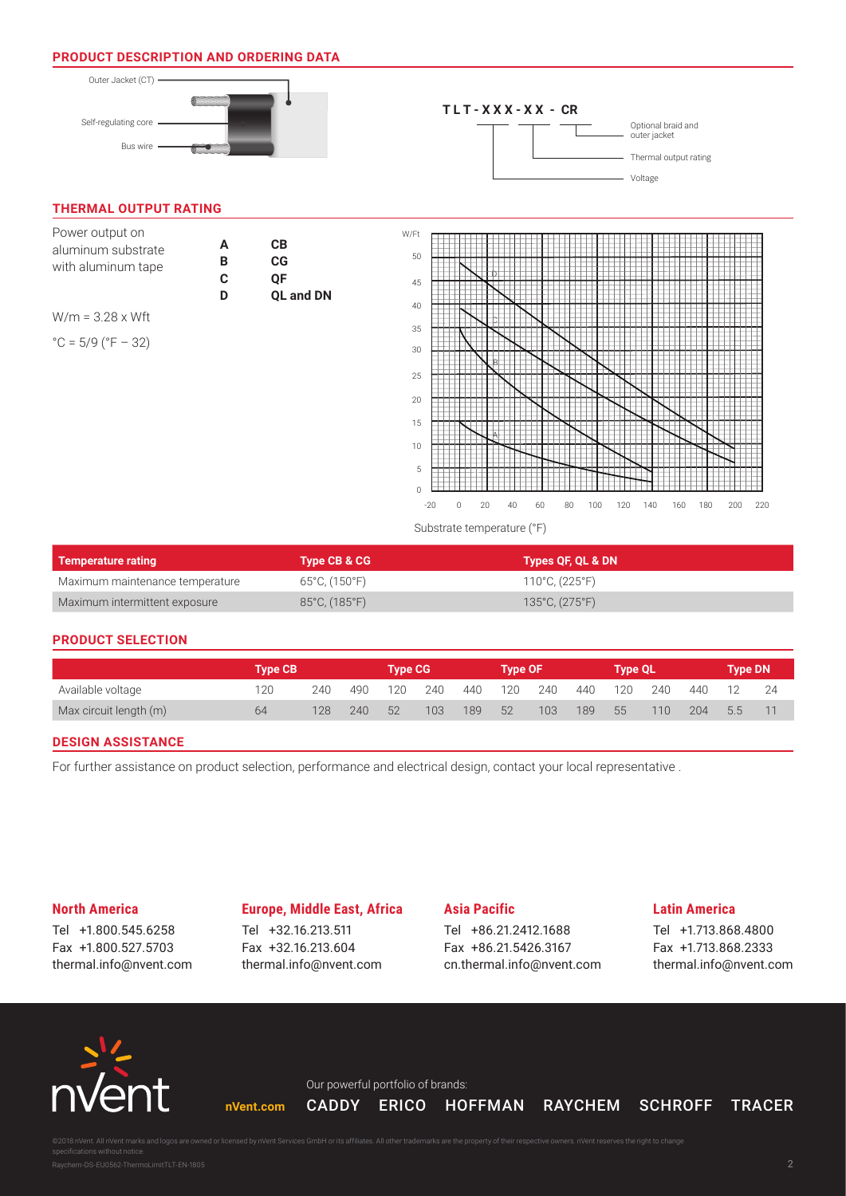## PRODUCT DESCRIPTION AND ORDERING DATA

Outer Jacket (CT)

Self-regulating core

Bus wire

**TLT-XXX-XX - CR**

Optional braid and outer jacket

Thermal output rating

Voltage

## THERMAL OUTPUT RATING

Power output on aluminum substrate with aluminum tape

| | |
|---|---|
| **A** | **CB** |
| **B** | **CG** |
| **C** | **QF** |
| **D** | **QL and DN** |

W/m = 3.28 x Wft

°C = 5/9 (°F – 32)

W/Ft

50
45
40
35
30
25
20
15
10
5
0

D
C
B
A

-20 0 20 40 60 80 100 120 140 160 180 200 220

Substrate temperature (°F)

| Temperature rating | Type CB & CG | Types QF, QL & DN |
|---|---|---|
| Maximum maintenance temperature | 65°C, (150°F) | 110°C, (225°F) |
| Maximum intermittent exposure | 85°C, (185°F) | 135°C, (275°F) |

## PRODUCT SELECTION

| | Type CB | | | Type CG | | | Type OF | | | Type QL | | | Type DN | |
|---|---|---|---|---|---|---|---|---|---|---|---|---|---|---|
| Available voltage | 120 | 240 | 490 | 120 | 240 | 440 | 120 | 240 | 440 | 120 | 240 | 440 | 12 | 24 |
| Max circuit length (m) | 64 | 128 | 240 | 52 | 103 | 189 | 52 | 103 | 189 | 55 | 110 | 204 | 5.5 | 11 |

## DESIGN ASSISTANCE

For further assistance on product selection, performance and electrical design, contact your local representative .

**North America**

Tel +1.800.545.6258
Fax +1.800.527.5703
thermal.info@nvent.com

**Europe, Middle East, Africa**

Tel +32.16.213.511
Fax +32.16.213.604
thermal.info@nvent.com

**Asia Pacific**

Tel +86.21.2412.1688
Fax +86.21.5426.3167
cn.thermal.info@nvent.com

**Latin America**

Tel +1.713.868.4800
Fax +1.713.868.2333
thermal.info@nvent.com

nVent

nVent.com

Our powerful portfolio of brands:

CADDY ERICO HOFFMAN RAYCHEM SCHROFF TRACER

©2018 nVent. All nVent marks and logos are owned or licensed by nVent Services GmbH or its affiliates. All other trademarks are the property of their respective owners. nVent reserves the right to change specifications without notice.

Raychem-DS-EU0562-ThermoLimitTLT-EN-1805